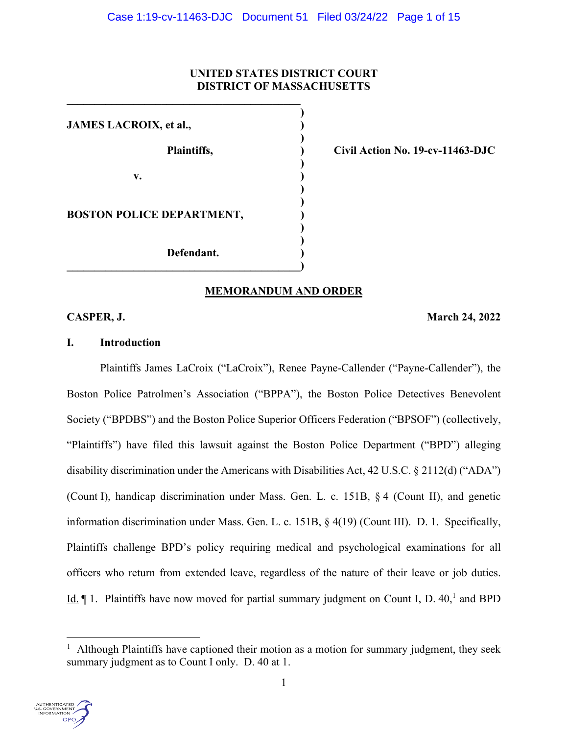**UNITED STATES DISTRICT COURT**
**DISTRICT OF MASSACHUSETTS**

| | | |
|---|---|---|
| **JAMES LACROIX, et al.,** <br><br> **Plaintiffs,** <br><br> **v.** <br><br> **BOSTON POLICE DEPARTMENT,** <br><br> **Defendant.** | ) | **Civil Action No. 19-cv-11463-DJC** |

**MEMORANDUM AND ORDER**

**CASPER, J.** **March 24, 2022**

## I. Introduction

Plaintiffs James LaCroix ("LaCroix"), Renee Payne-Callender ("Payne-Callender"), the Boston Police Patrolmen's Association ("BPPA"), the Boston Police Detectives Benevolent Society ("BPDBS") and the Boston Police Superior Officers Federation ("BPSOF") (collectively, "Plaintiffs") have filed this lawsuit against the Boston Police Department ("BPD") alleging disability discrimination under the Americans with Disabilities Act, 42 U.S.C. § 2112(d) ("ADA") (Count I), handicap discrimination under Mass. Gen. L. c. 151B, § 4 (Count II), and genetic information discrimination under Mass. Gen. L. c. 151B, § 4(19) (Count III). D. 1. Specifically, Plaintiffs challenge BPD's policy requiring medical and psychological examinations for all officers who return from extended leave, regardless of the nature of their leave or job duties. Id. ¶ 1. Plaintiffs have now moved for partial summary judgment on Count I, D. 40,[1] and BPD

[1] Although Plaintiffs have captioned their motion as a motion for summary judgment, they seek summary judgment as to Count I only. D. 40 at 1.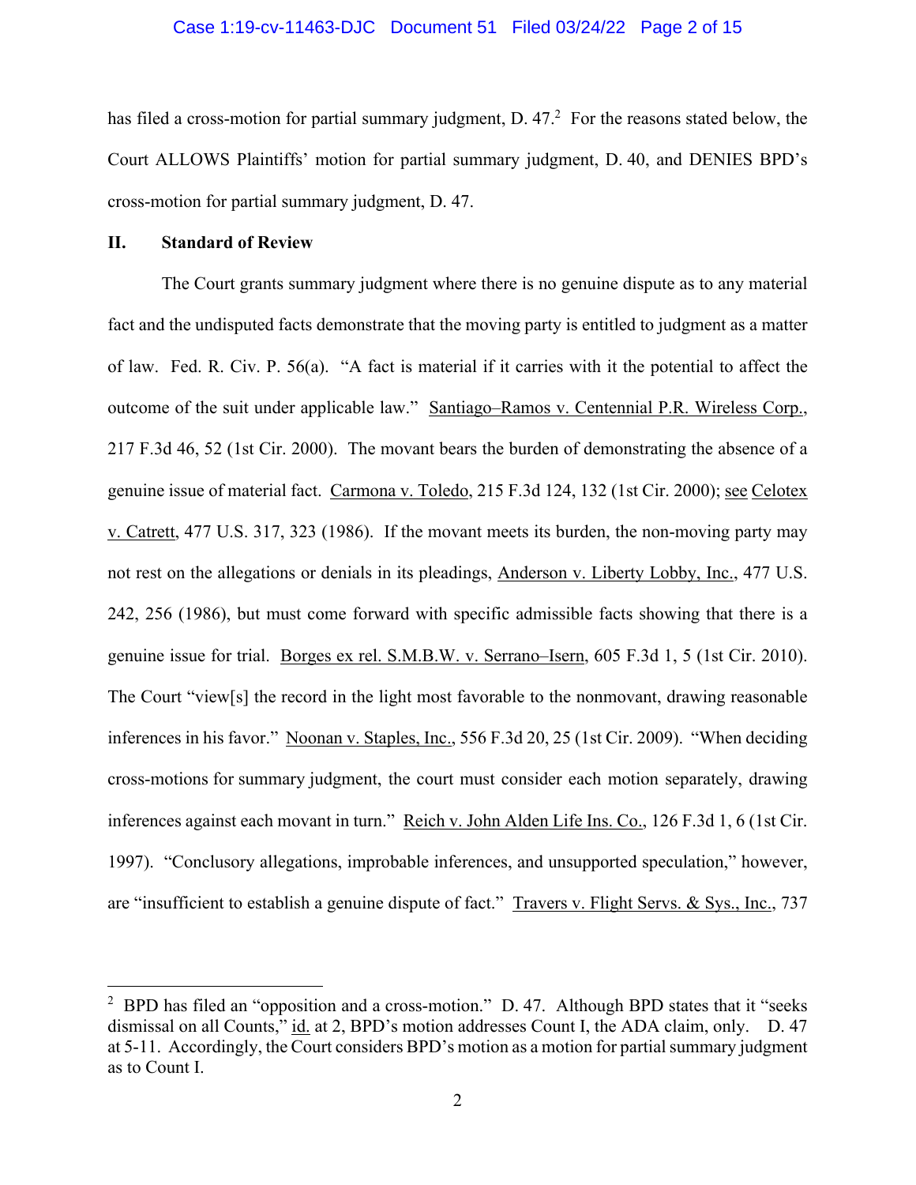has filed a cross-motion for partial summary judgment, D. 47.[2] For the reasons stated below, the Court ALLOWS Plaintiffs' motion for partial summary judgment, D. 40, and DENIES BPD's cross-motion for partial summary judgment, D. 47.

## II. Standard of Review

The Court grants summary judgment where there is no genuine dispute as to any material fact and the undisputed facts demonstrate that the moving party is entitled to judgment as a matter of law. Fed. R. Civ. P. 56(a). "A fact is material if it carries with it the potential to affect the outcome of the suit under applicable law." Santiago–Ramos v. Centennial P.R. Wireless Corp., 217 F.3d 46, 52 (1st Cir. 2000). The movant bears the burden of demonstrating the absence of a genuine issue of material fact. Carmona v. Toledo, 215 F.3d 124, 132 (1st Cir. 2000); see Celotex v. Catrett, 477 U.S. 317, 323 (1986). If the movant meets its burden, the non-moving party may not rest on the allegations or denials in its pleadings, Anderson v. Liberty Lobby, Inc., 477 U.S. 242, 256 (1986), but must come forward with specific admissible facts showing that there is a genuine issue for trial. Borges ex rel. S.M.B.W. v. Serrano–Isern, 605 F.3d 1, 5 (1st Cir. 2010). The Court "view[s] the record in the light most favorable to the nonmovant, drawing reasonable inferences in his favor." Noonan v. Staples, Inc., 556 F.3d 20, 25 (1st Cir. 2009). "When deciding cross-motions for summary judgment, the court must consider each motion separately, drawing inferences against each movant in turn." Reich v. John Alden Life Ins. Co., 126 F.3d 1, 6 (1st Cir. 1997). "Conclusory allegations, improbable inferences, and unsupported speculation," however, are "insufficient to establish a genuine dispute of fact." Travers v. Flight Servs. & Sys., Inc., 737

---

[2] BPD has filed an "opposition and a cross-motion." D. 47. Although BPD states that it "seeks dismissal on all Counts," id. at 2, BPD's motion addresses Count I, the ADA claim, only. D. 47 at 5-11. Accordingly, the Court considers BPD's motion as a motion for partial summary judgment as to Count I.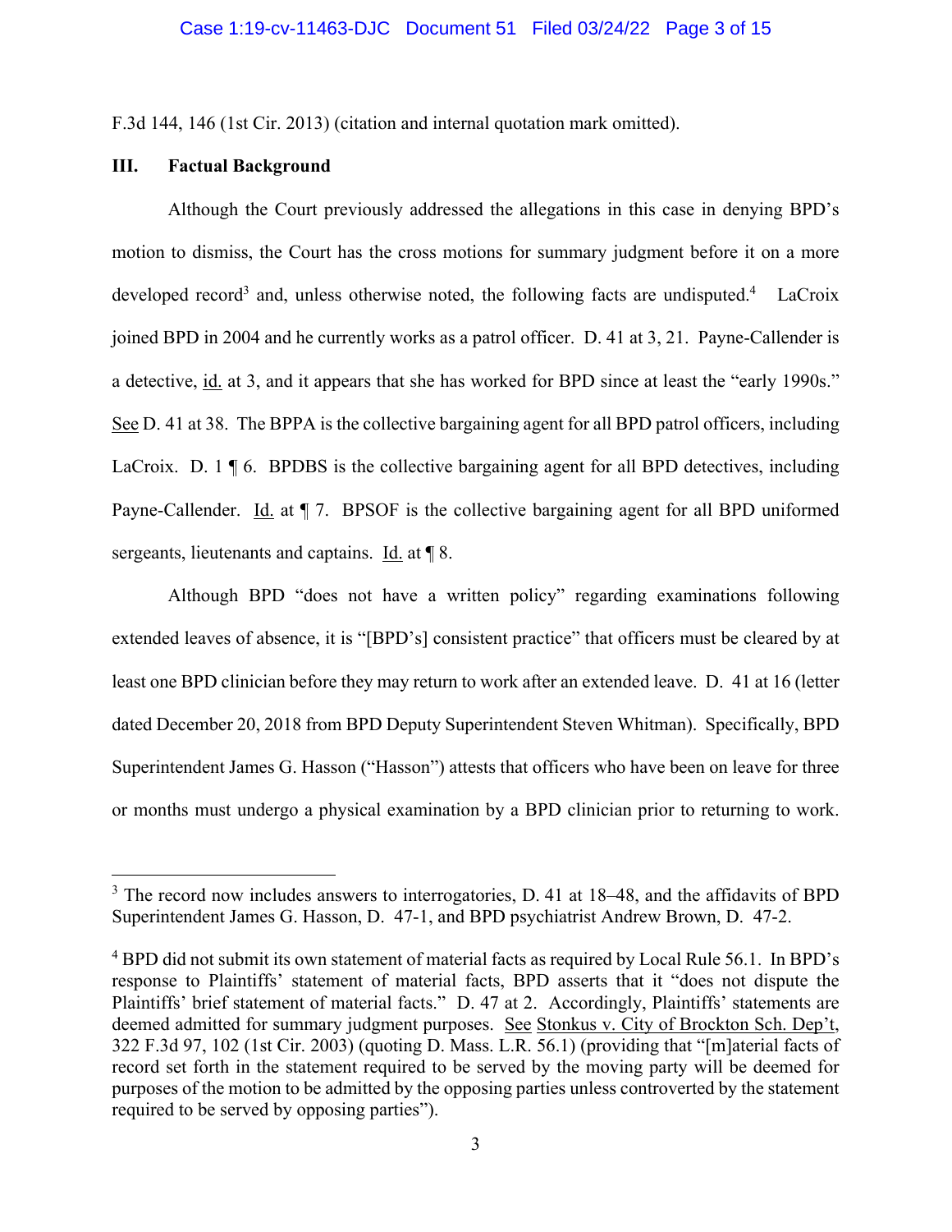F.3d 144, 146 (1st Cir. 2013) (citation and internal quotation mark omitted).

### III. Factual Background

Although the Court previously addressed the allegations in this case in denying BPD's motion to dismiss, the Court has the cross motions for summary judgment before it on a more developed record[3] and, unless otherwise noted, the following facts are undisputed.[4] LaCroix joined BPD in 2004 and he currently works as a patrol officer. D. 41 at 3, 21. Payne-Callender is a detective, id. at 3, and it appears that she has worked for BPD since at least the "early 1990s." See D. 41 at 38. The BPPA is the collective bargaining agent for all BPD patrol officers, including LaCroix. D. 1 ¶ 6. BPDBS is the collective bargaining agent for all BPD detectives, including Payne-Callender. Id. at ¶ 7. BPSOF is the collective bargaining agent for all BPD uniformed sergeants, lieutenants and captains. Id. at ¶ 8.

Although BPD "does not have a written policy" regarding examinations following extended leaves of absence, it is "[BPD's] consistent practice" that officers must be cleared by at least one BPD clinician before they may return to work after an extended leave. D. 41 at 16 (letter dated December 20, 2018 from BPD Deputy Superintendent Steven Whitman). Specifically, BPD Superintendent James G. Hasson ("Hasson") attests that officers who have been on leave for three or months must undergo a physical examination by a BPD clinician prior to returning to work.

---

[3] The record now includes answers to interrogatories, D. 41 at 18–48, and the affidavits of BPD Superintendent James G. Hasson, D. 47-1, and BPD psychiatrist Andrew Brown, D. 47-2.

[4] BPD did not submit its own statement of material facts as required by Local Rule 56.1. In BPD's response to Plaintiffs' statement of material facts, BPD asserts that it "does not dispute the Plaintiffs' brief statement of material facts." D. 47 at 2. Accordingly, Plaintiffs' statements are deemed admitted for summary judgment purposes. See Stonkus v. City of Brockton Sch. Dep't, 322 F.3d 97, 102 (1st Cir. 2003) (quoting D. Mass. L.R. 56.1) (providing that "[m]aterial facts of record set forth in the statement required to be served by the moving party will be deemed for purposes of the motion to be admitted by the opposing parties unless controverted by the statement required to be served by opposing parties").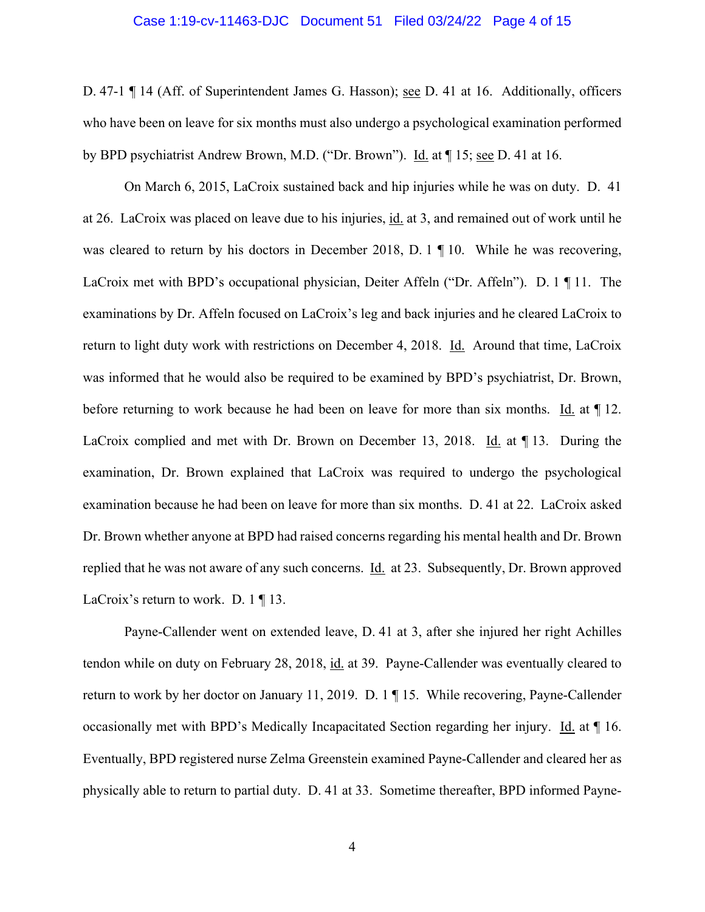D. 47-1 ¶ 14 (Aff. of Superintendent James G. Hasson); see D. 41 at 16. Additionally, officers who have been on leave for six months must also undergo a psychological examination performed by BPD psychiatrist Andrew Brown, M.D. ("Dr. Brown"). Id. at ¶ 15; see D. 41 at 16.

On March 6, 2015, LaCroix sustained back and hip injuries while he was on duty. D. 41 at 26. LaCroix was placed on leave due to his injuries, id. at 3, and remained out of work until he was cleared to return by his doctors in December 2018, D. 1 ¶ 10. While he was recovering, LaCroix met with BPD's occupational physician, Deiter Affeln ("Dr. Affeln"). D. 1 ¶ 11. The examinations by Dr. Affeln focused on LaCroix's leg and back injuries and he cleared LaCroix to return to light duty work with restrictions on December 4, 2018. Id. Around that time, LaCroix was informed that he would also be required to be examined by BPD's psychiatrist, Dr. Brown, before returning to work because he had been on leave for more than six months. Id. at ¶ 12. LaCroix complied and met with Dr. Brown on December 13, 2018. Id. at ¶ 13. During the examination, Dr. Brown explained that LaCroix was required to undergo the psychological examination because he had been on leave for more than six months. D. 41 at 22. LaCroix asked Dr. Brown whether anyone at BPD had raised concerns regarding his mental health and Dr. Brown replied that he was not aware of any such concerns. Id. at 23. Subsequently, Dr. Brown approved LaCroix's return to work. D. 1 ¶ 13.

Payne-Callender went on extended leave, D. 41 at 3, after she injured her right Achilles tendon while on duty on February 28, 2018, id. at 39. Payne-Callender was eventually cleared to return to work by her doctor on January 11, 2019. D. 1 ¶ 15. While recovering, Payne-Callender occasionally met with BPD's Medically Incapacitated Section regarding her injury. Id. at ¶ 16. Eventually, BPD registered nurse Zelma Greenstein examined Payne-Callender and cleared her as physically able to return to partial duty. D. 41 at 33. Sometime thereafter, BPD informed Payne-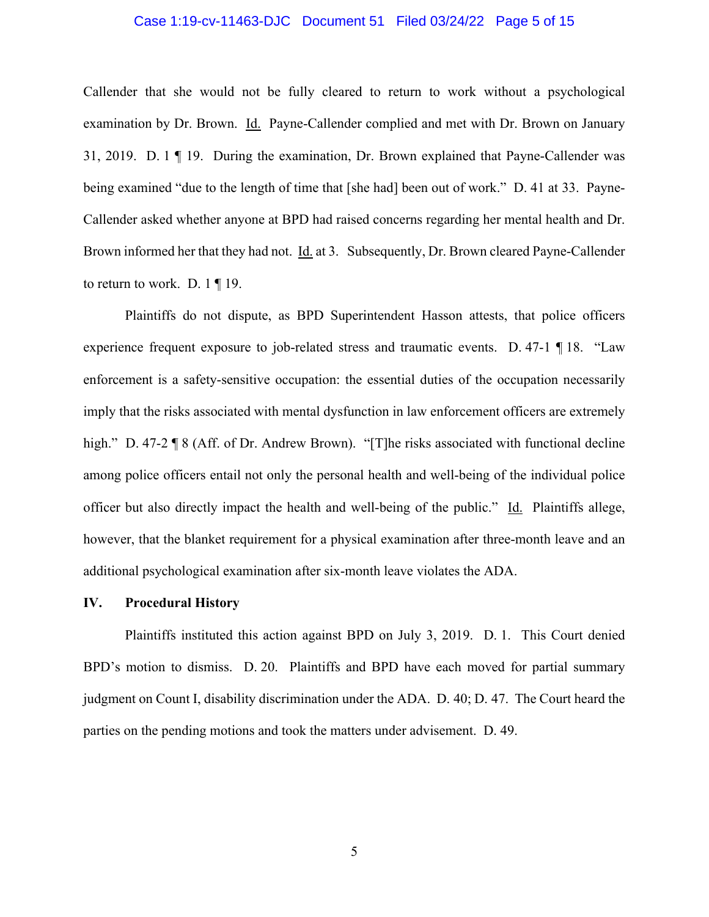Callender that she would not be fully cleared to return to work without a psychological examination by Dr. Brown. Id. Payne-Callender complied and met with Dr. Brown on January 31, 2019. D. 1 ¶ 19. During the examination, Dr. Brown explained that Payne-Callender was being examined "due to the length of time that [she had] been out of work." D. 41 at 33. Payne-Callender asked whether anyone at BPD had raised concerns regarding her mental health and Dr. Brown informed her that they had not. Id. at 3. Subsequently, Dr. Brown cleared Payne-Callender to return to work. D. 1 ¶ 19.

Plaintiffs do not dispute, as BPD Superintendent Hasson attests, that police officers experience frequent exposure to job-related stress and traumatic events. D. 47-1 ¶ 18. "Law enforcement is a safety-sensitive occupation: the essential duties of the occupation necessarily imply that the risks associated with mental dysfunction in law enforcement officers are extremely high." D. 47-2 ¶ 8 (Aff. of Dr. Andrew Brown). "[T]he risks associated with functional decline among police officers entail not only the personal health and well-being of the individual police officer but also directly impact the health and well-being of the public." Id. Plaintiffs allege, however, that the blanket requirement for a physical examination after three-month leave and an additional psychological examination after six-month leave violates the ADA.

## IV. Procedural History

Plaintiffs instituted this action against BPD on July 3, 2019. D. 1. This Court denied BPD's motion to dismiss. D. 20. Plaintiffs and BPD have each moved for partial summary judgment on Count I, disability discrimination under the ADA. D. 40; D. 47. The Court heard the parties on the pending motions and took the matters under advisement. D. 49.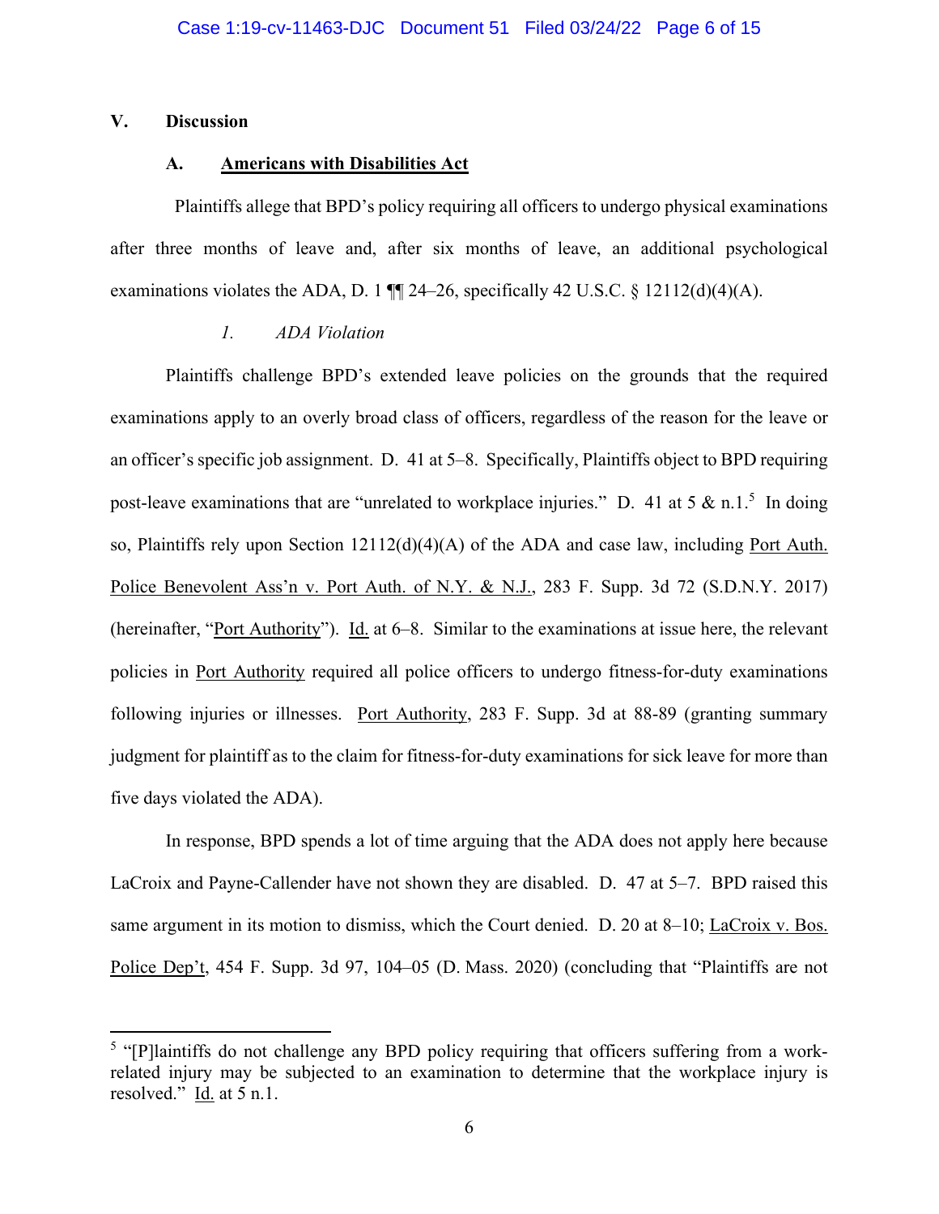## V. Discussion

### A. Americans with Disabilities Act

Plaintiffs allege that BPD's policy requiring all officers to undergo physical examinations after three months of leave and, after six months of leave, an additional psychological examinations violates the ADA, D. 1 ¶¶ 24–26, specifically 42 U.S.C. § 12112(d)(4)(A).

#### *1. ADA Violation*

Plaintiffs challenge BPD's extended leave policies on the grounds that the required examinations apply to an overly broad class of officers, regardless of the reason for the leave or an officer's specific job assignment. D. 41 at 5–8. Specifically, Plaintiffs object to BPD requiring post-leave examinations that are "unrelated to workplace injuries." D. 41 at 5 & n.1.[5] In doing so, Plaintiffs rely upon Section 12112(d)(4)(A) of the ADA and case law, including Port Auth. Police Benevolent Ass'n v. Port Auth. of N.Y. & N.J., 283 F. Supp. 3d 72 (S.D.N.Y. 2017) (hereinafter, "Port Authority"). Id. at 6–8. Similar to the examinations at issue here, the relevant policies in Port Authority required all police officers to undergo fitness-for-duty examinations following injuries or illnesses. Port Authority, 283 F. Supp. 3d at 88-89 (granting summary judgment for plaintiff as to the claim for fitness-for-duty examinations for sick leave for more than five days violated the ADA).

In response, BPD spends a lot of time arguing that the ADA does not apply here because LaCroix and Payne-Callender have not shown they are disabled. D. 47 at 5–7. BPD raised this same argument in its motion to dismiss, which the Court denied. D. 20 at 8–10; LaCroix v. Bos. Police Dep't, 454 F. Supp. 3d 97, 104–05 (D. Mass. 2020) (concluding that "Plaintiffs are not

---

[5] "[P]laintiffs do not challenge any BPD policy requiring that officers suffering from a work-related injury may be subjected to an examination to determine that the workplace injury is resolved." Id. at 5 n.1.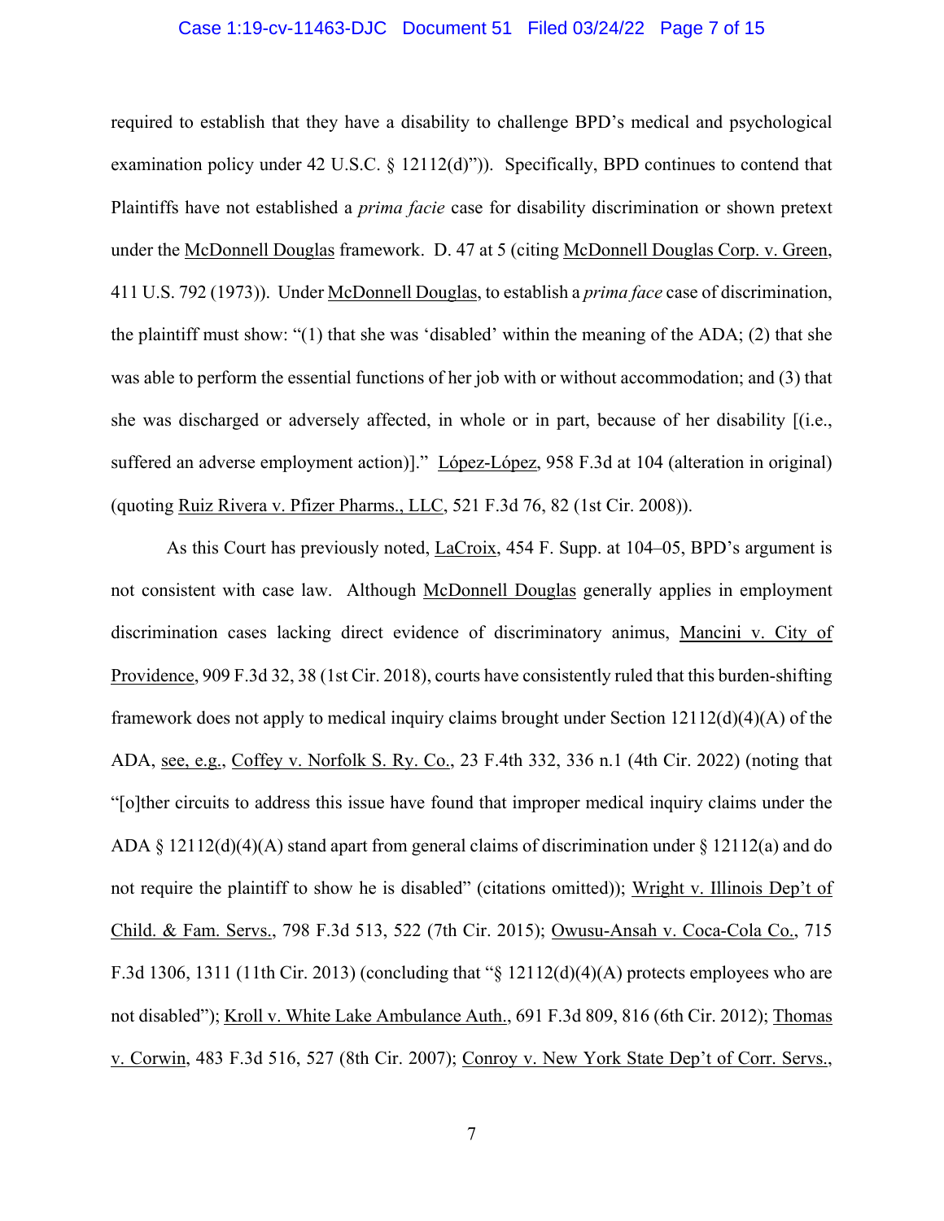required to establish that they have a disability to challenge BPD's medical and psychological examination policy under 42 U.S.C. § 12112(d)")). Specifically, BPD continues to contend that Plaintiffs have not established a *prima facie* case for disability discrimination or shown pretext under the McDonnell Douglas framework. D. 47 at 5 (citing McDonnell Douglas Corp. v. Green, 411 U.S. 792 (1973)). Under McDonnell Douglas, to establish a *prima face* case of discrimination, the plaintiff must show: "(1) that she was 'disabled' within the meaning of the ADA; (2) that she was able to perform the essential functions of her job with or without accommodation; and (3) that she was discharged or adversely affected, in whole or in part, because of her disability [(i.e., suffered an adverse employment action)]." López-López, 958 F.3d at 104 (alteration in original) (quoting Ruiz Rivera v. Pfizer Pharms., LLC, 521 F.3d 76, 82 (1st Cir. 2008)).

As this Court has previously noted, LaCroix, 454 F. Supp. at 104–05, BPD's argument is not consistent with case law. Although McDonnell Douglas generally applies in employment discrimination cases lacking direct evidence of discriminatory animus, Mancini v. City of Providence, 909 F.3d 32, 38 (1st Cir. 2018), courts have consistently ruled that this burden-shifting framework does not apply to medical inquiry claims brought under Section 12112(d)(4)(A) of the ADA, see, e.g., Coffey v. Norfolk S. Ry. Co., 23 F.4th 332, 336 n.1 (4th Cir. 2022) (noting that "[o]ther circuits to address this issue have found that improper medical inquiry claims under the ADA § 12112(d)(4)(A) stand apart from general claims of discrimination under § 12112(a) and do not require the plaintiff to show he is disabled" (citations omitted)); Wright v. Illinois Dep't of Child. & Fam. Servs., 798 F.3d 513, 522 (7th Cir. 2015); Owusu-Ansah v. Coca-Cola Co., 715 F.3d 1306, 1311 (11th Cir. 2013) (concluding that "§ 12112(d)(4)(A) protects employees who are not disabled"); Kroll v. White Lake Ambulance Auth., 691 F.3d 809, 816 (6th Cir. 2012); Thomas v. Corwin, 483 F.3d 516, 527 (8th Cir. 2007); Conroy v. New York State Dep't of Corr. Servs.,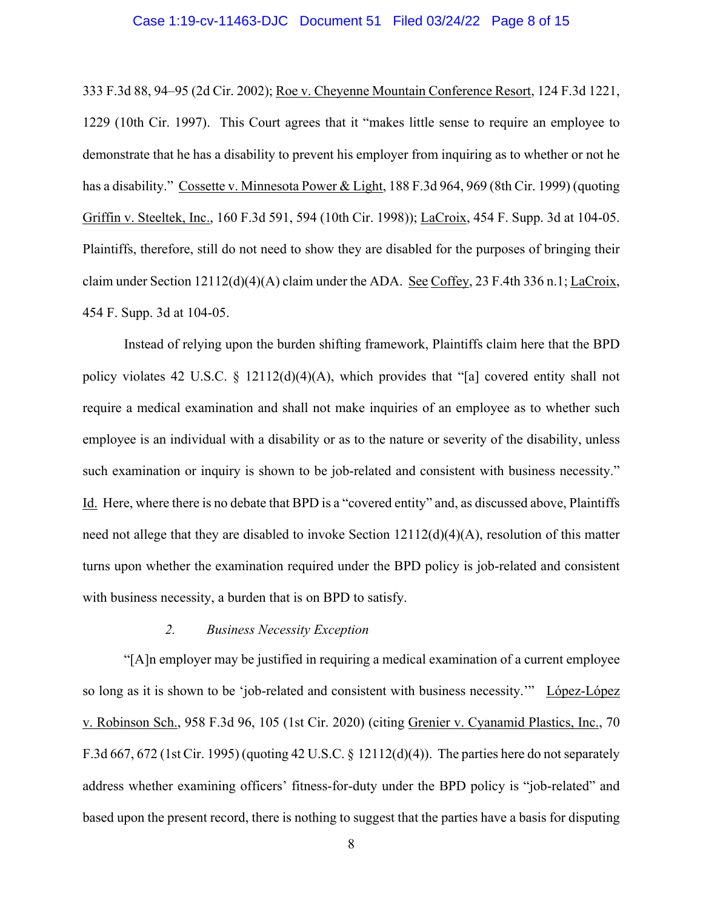333 F.3d 88, 94–95 (2d Cir. 2002); Roe v. Cheyenne Mountain Conference Resort, 124 F.3d 1221, 1229 (10th Cir. 1997). This Court agrees that it "makes little sense to require an employee to demonstrate that he has a disability to prevent his employer from inquiring as to whether or not he has a disability." Cossette v. Minnesota Power & Light, 188 F.3d 964, 969 (8th Cir. 1999) (quoting Griffin v. Steeltek, Inc., 160 F.3d 591, 594 (10th Cir. 1998)); LaCroix, 454 F. Supp. 3d at 104-05. Plaintiffs, therefore, still do not need to show they are disabled for the purposes of bringing their claim under Section 12112(d)(4)(A) claim under the ADA. See Coffey, 23 F.4th 336 n.1; LaCroix, 454 F. Supp. 3d at 104-05.

Instead of relying upon the burden shifting framework, Plaintiffs claim here that the BPD policy violates 42 U.S.C. § 12112(d)(4)(A), which provides that "[a] covered entity shall not require a medical examination and shall not make inquiries of an employee as to whether such employee is an individual with a disability or as to the nature or severity of the disability, unless such examination or inquiry is shown to be job-related and consistent with business necessity." Id. Here, where there is no debate that BPD is a "covered entity" and, as discussed above, Plaintiffs need not allege that they are disabled to invoke Section 12112(d)(4)(A), resolution of this matter turns upon whether the examination required under the BPD policy is job-related and consistent with business necessity, a burden that is on BPD to satisfy.

### 2. *Business Necessity Exception*

"[A]n employer may be justified in requiring a medical examination of a current employee so long as it is shown to be 'job-related and consistent with business necessity.'" López-López v. Robinson Sch., 958 F.3d 96, 105 (1st Cir. 2020) (citing Grenier v. Cyanamid Plastics, Inc., 70 F.3d 667, 672 (1st Cir. 1995) (quoting 42 U.S.C. § 12112(d)(4)). The parties here do not separately address whether examining officers' fitness-for-duty under the BPD policy is "job-related" and based upon the present record, there is nothing to suggest that the parties have a basis for disputing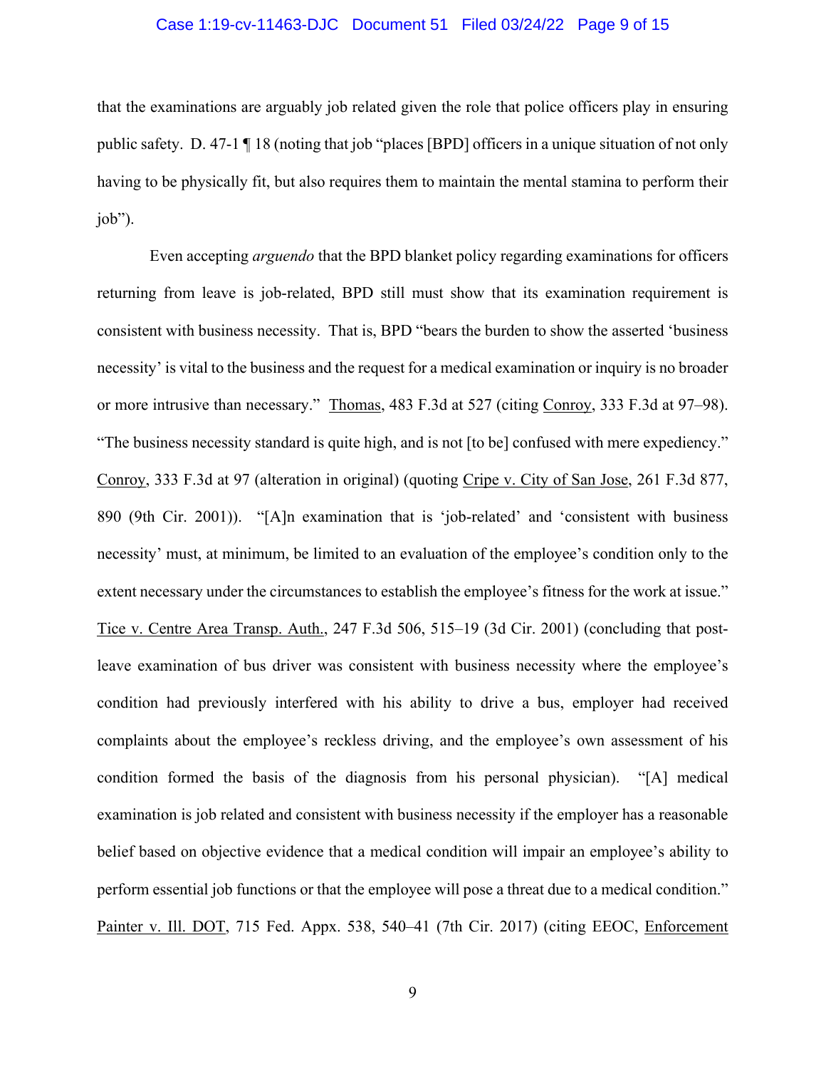that the examinations are arguably job related given the role that police officers play in ensuring public safety. D. 47-1 ¶ 18 (noting that job "places [BPD] officers in a unique situation of not only having to be physically fit, but also requires them to maintain the mental stamina to perform their job").

Even accepting *arguendo* that the BPD blanket policy regarding examinations for officers returning from leave is job-related, BPD still must show that its examination requirement is consistent with business necessity. That is, BPD "bears the burden to show the asserted 'business necessity' is vital to the business and the request for a medical examination or inquiry is no broader or more intrusive than necessary." Thomas, 483 F.3d at 527 (citing Conroy, 333 F.3d at 97–98). "The business necessity standard is quite high, and is not [to be] confused with mere expediency." Conroy, 333 F.3d at 97 (alteration in original) (quoting Cripe v. City of San Jose, 261 F.3d 877, 890 (9th Cir. 2001)). "[A]n examination that is 'job-related' and 'consistent with business necessity' must, at minimum, be limited to an evaluation of the employee's condition only to the extent necessary under the circumstances to establish the employee's fitness for the work at issue." Tice v. Centre Area Transp. Auth., 247 F.3d 506, 515–19 (3d Cir. 2001) (concluding that post-leave examination of bus driver was consistent with business necessity where the employee's condition had previously interfered with his ability to drive a bus, employer had received complaints about the employee's reckless driving, and the employee's own assessment of his condition formed the basis of the diagnosis from his personal physician). "[A] medical examination is job related and consistent with business necessity if the employer has a reasonable belief based on objective evidence that a medical condition will impair an employee's ability to perform essential job functions or that the employee will pose a threat due to a medical condition." Painter v. Ill. DOT, 715 Fed. Appx. 538, 540–41 (7th Cir. 2017) (citing EEOC, Enforcement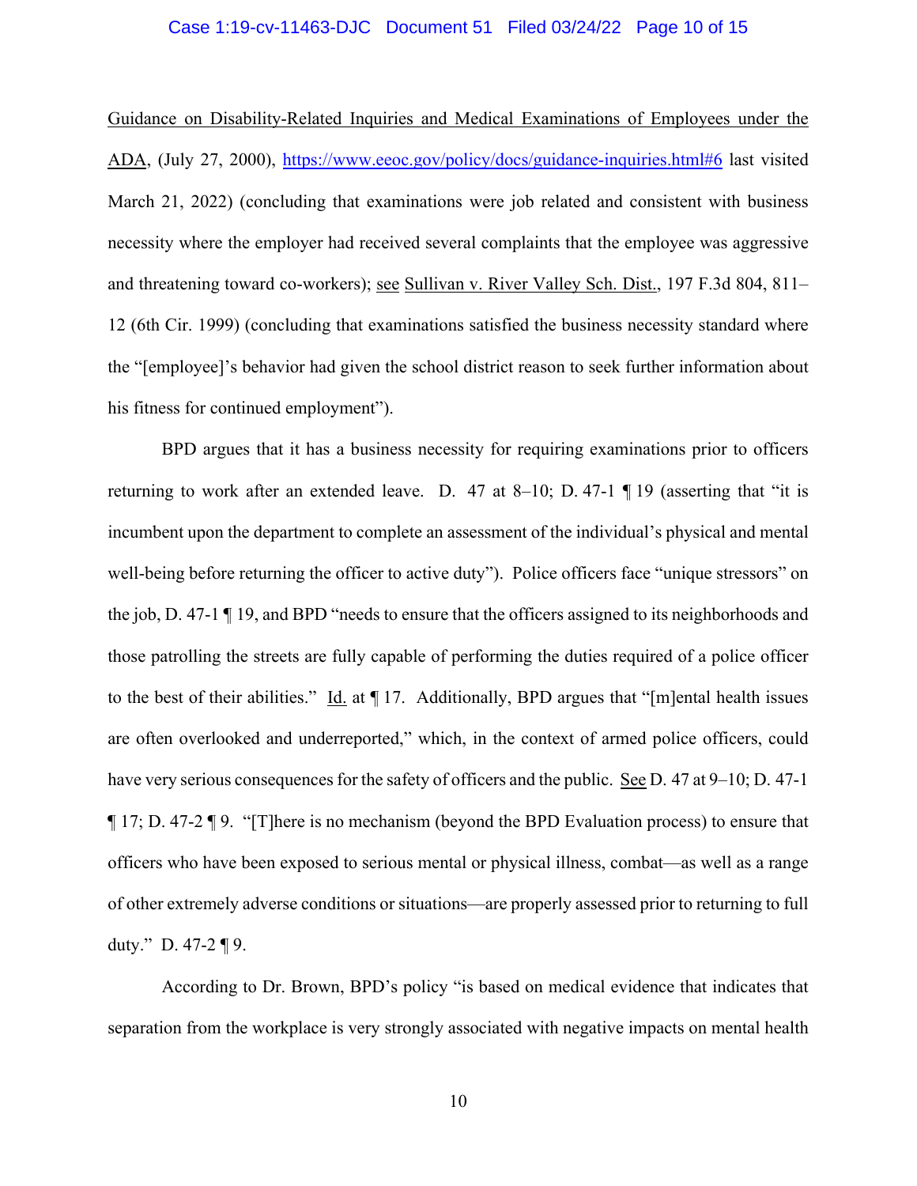Guidance on Disability-Related Inquiries and Medical Examinations of Employees under the ADA, (July 27, 2000), https://www.eeoc.gov/policy/docs/guidance-inquiries.html#6 last visited March 21, 2022) (concluding that examinations were job related and consistent with business necessity where the employer had received several complaints that the employee was aggressive and threatening toward co-workers); see Sullivan v. River Valley Sch. Dist., 197 F.3d 804, 811–12 (6th Cir. 1999) (concluding that examinations satisfied the business necessity standard where the "[employee]'s behavior had given the school district reason to seek further information about his fitness for continued employment").

BPD argues that it has a business necessity for requiring examinations prior to officers returning to work after an extended leave. D. 47 at 8–10; D. 47-1 ¶ 19 (asserting that "it is incumbent upon the department to complete an assessment of the individual's physical and mental well-being before returning the officer to active duty"). Police officers face "unique stressors" on the job, D. 47-1 ¶ 19, and BPD "needs to ensure that the officers assigned to its neighborhoods and those patrolling the streets are fully capable of performing the duties required of a police officer to the best of their abilities." Id. at ¶ 17. Additionally, BPD argues that "[m]ental health issues are often overlooked and underreported," which, in the context of armed police officers, could have very serious consequences for the safety of officers and the public. See D. 47 at 9–10; D. 47-1 ¶ 17; D. 47-2 ¶ 9. "[T]here is no mechanism (beyond the BPD Evaluation process) to ensure that officers who have been exposed to serious mental or physical illness, combat—as well as a range of other extremely adverse conditions or situations—are properly assessed prior to returning to full duty." D. 47-2 ¶ 9.

According to Dr. Brown, BPD's policy "is based on medical evidence that indicates that separation from the workplace is very strongly associated with negative impacts on mental health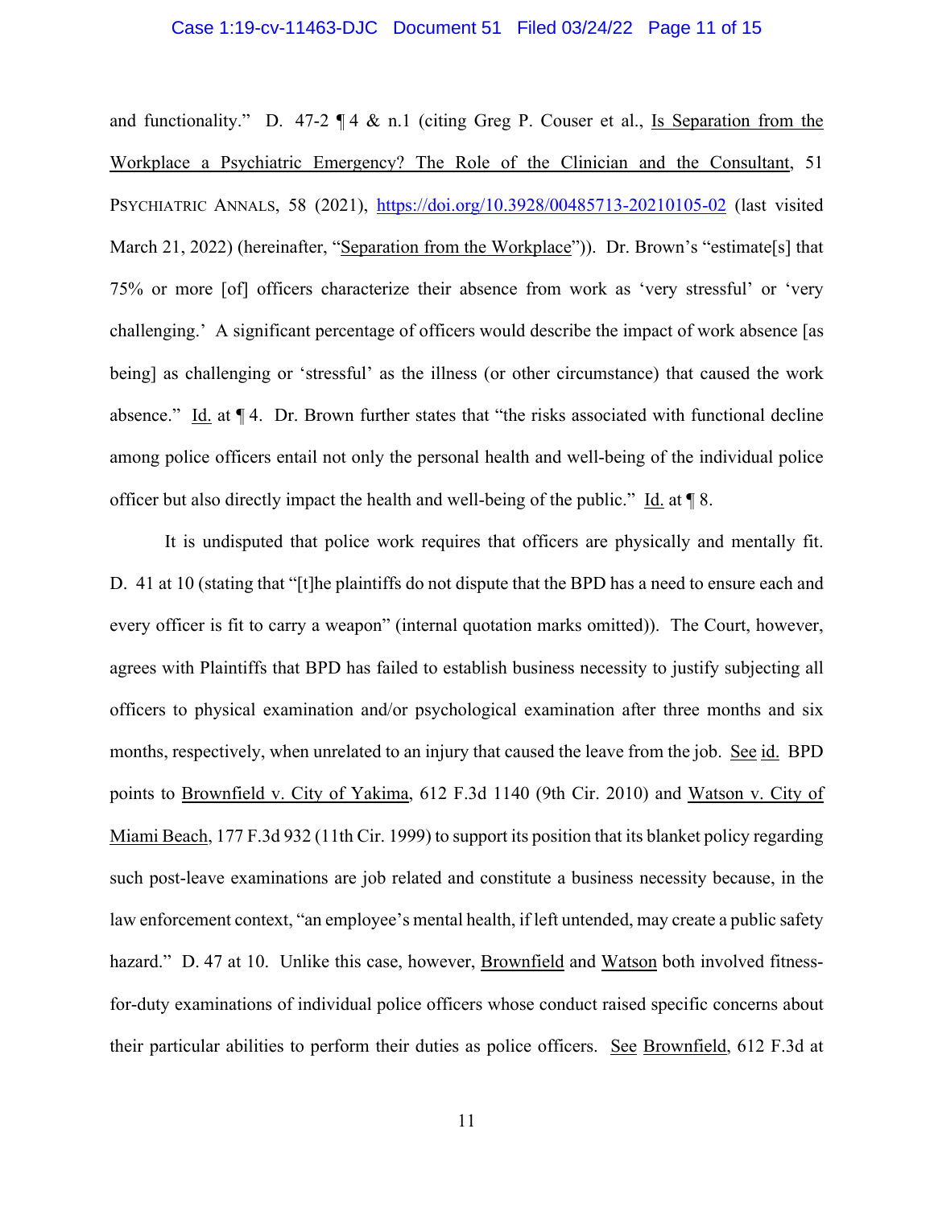and functionality." D. 47-2 ¶ 4 & n.1 (citing Greg P. Couser et al., Is Separation from the Workplace a Psychiatric Emergency? The Role of the Clinician and the Consultant, 51 PSYCHIATRIC ANNALS, 58 (2021), https://doi.org/10.3928/00485713-20210105-02 (last visited March 21, 2022) (hereinafter, "Separation from the Workplace")). Dr. Brown's "estimate[s] that 75% or more [of] officers characterize their absence from work as 'very stressful' or 'very challenging.' A significant percentage of officers would describe the impact of work absence [as being] as challenging or 'stressful' as the illness (or other circumstance) that caused the work absence." Id. at ¶ 4. Dr. Brown further states that "the risks associated with functional decline among police officers entail not only the personal health and well-being of the individual police officer but also directly impact the health and well-being of the public." Id. at ¶ 8.

It is undisputed that police work requires that officers are physically and mentally fit. D. 41 at 10 (stating that "[t]he plaintiffs do not dispute that the BPD has a need to ensure each and every officer is fit to carry a weapon" (internal quotation marks omitted)). The Court, however, agrees with Plaintiffs that BPD has failed to establish business necessity to justify subjecting all officers to physical examination and/or psychological examination after three months and six months, respectively, when unrelated to an injury that caused the leave from the job. See id. BPD points to Brownfield v. City of Yakima, 612 F.3d 1140 (9th Cir. 2010) and Watson v. City of Miami Beach, 177 F.3d 932 (11th Cir. 1999) to support its position that its blanket policy regarding such post-leave examinations are job related and constitute a business necessity because, in the law enforcement context, "an employee's mental health, if left untended, may create a public safety hazard." D. 47 at 10. Unlike this case, however, Brownfield and Watson both involved fitness-for-duty examinations of individual police officers whose conduct raised specific concerns about their particular abilities to perform their duties as police officers. See Brownfield, 612 F.3d at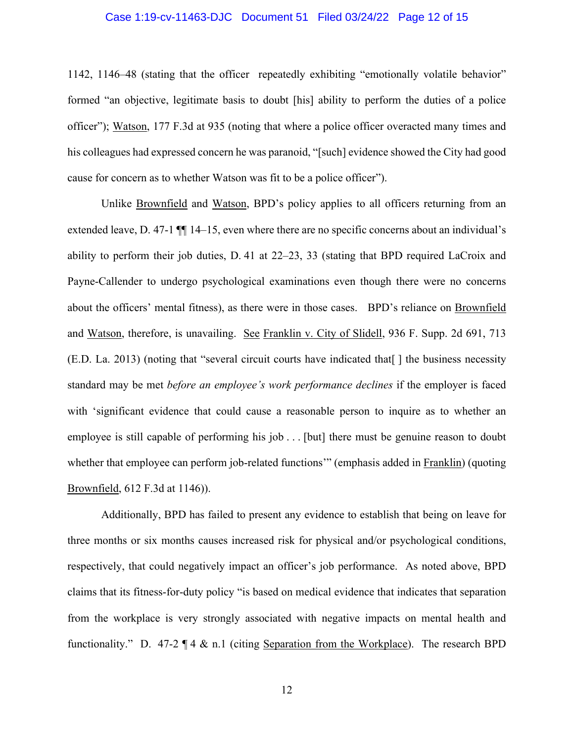1142, 1146–48 (stating that the officer repeatedly exhibiting "emotionally volatile behavior" formed "an objective, legitimate basis to doubt [his] ability to perform the duties of a police officer"); Watson, 177 F.3d at 935 (noting that where a police officer overacted many times and his colleagues had expressed concern he was paranoid, "[such] evidence showed the City had good cause for concern as to whether Watson was fit to be a police officer").

Unlike Brownfield and Watson, BPD's policy applies to all officers returning from an extended leave, D. 47-1 ¶¶ 14–15, even where there are no specific concerns about an individual's ability to perform their job duties, D. 41 at 22–23, 33 (stating that BPD required LaCroix and Payne-Callender to undergo psychological examinations even though there were no concerns about the officers' mental fitness), as there were in those cases. BPD's reliance on Brownfield and Watson, therefore, is unavailing. See Franklin v. City of Slidell, 936 F. Supp. 2d 691, 713 (E.D. La. 2013) (noting that "several circuit courts have indicated that[ ] the business necessity standard may be met *before an employee's work performance declines* if the employer is faced with 'significant evidence that could cause a reasonable person to inquire as to whether an employee is still capable of performing his job . . . [but] there must be genuine reason to doubt whether that employee can perform job-related functions'" (emphasis added in Franklin) (quoting Brownfield, 612 F.3d at 1146)).

Additionally, BPD has failed to present any evidence to establish that being on leave for three months or six months causes increased risk for physical and/or psychological conditions, respectively, that could negatively impact an officer's job performance. As noted above, BPD claims that its fitness-for-duty policy "is based on medical evidence that indicates that separation from the workplace is very strongly associated with negative impacts on mental health and functionality." D. 47-2 ¶ 4 & n.1 (citing Separation from the Workplace). The research BPD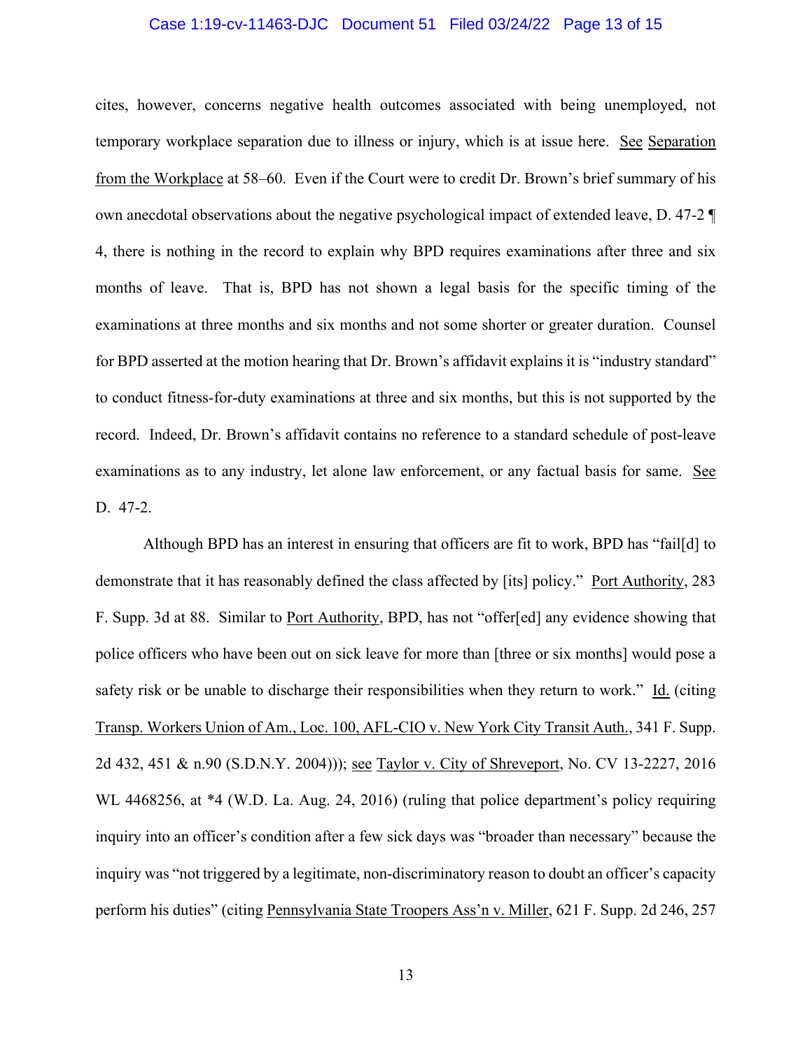cites, however, concerns negative health outcomes associated with being unemployed, not temporary workplace separation due to illness or injury, which is at issue here. See Separation from the Workplace at 58–60. Even if the Court were to credit Dr. Brown's brief summary of his own anecdotal observations about the negative psychological impact of extended leave, D. 47-2 ¶ 4, there is nothing in the record to explain why BPD requires examinations after three and six months of leave. That is, BPD has not shown a legal basis for the specific timing of the examinations at three months and six months and not some shorter or greater duration. Counsel for BPD asserted at the motion hearing that Dr. Brown's affidavit explains it is "industry standard" to conduct fitness-for-duty examinations at three and six months, but this is not supported by the record. Indeed, Dr. Brown's affidavit contains no reference to a standard schedule of post-leave examinations as to any industry, let alone law enforcement, or any factual basis for same. See D. 47-2.

Although BPD has an interest in ensuring that officers are fit to work, BPD has "fail[d] to demonstrate that it has reasonably defined the class affected by [its] policy." Port Authority, 283 F. Supp. 3d at 88. Similar to Port Authority, BPD, has not "offer[ed] any evidence showing that police officers who have been out on sick leave for more than [three or six months] would pose a safety risk or be unable to discharge their responsibilities when they return to work." Id. (citing Transp. Workers Union of Am., Loc. 100, AFL-CIO v. New York City Transit Auth., 341 F. Supp. 2d 432, 451 & n.90 (S.D.N.Y. 2004))); see Taylor v. City of Shreveport, No. CV 13-2227, 2016 WL 4468256, at *4 (W.D. La. Aug. 24, 2016) (ruling that police department's policy requiring inquiry into an officer's condition after a few sick days was "broader than necessary" because the inquiry was "not triggered by a legitimate, non-discriminatory reason to doubt an officer's capacity perform his duties" (citing Pennsylvania State Troopers Ass'n v. Miller, 621 F. Supp. 2d 246, 257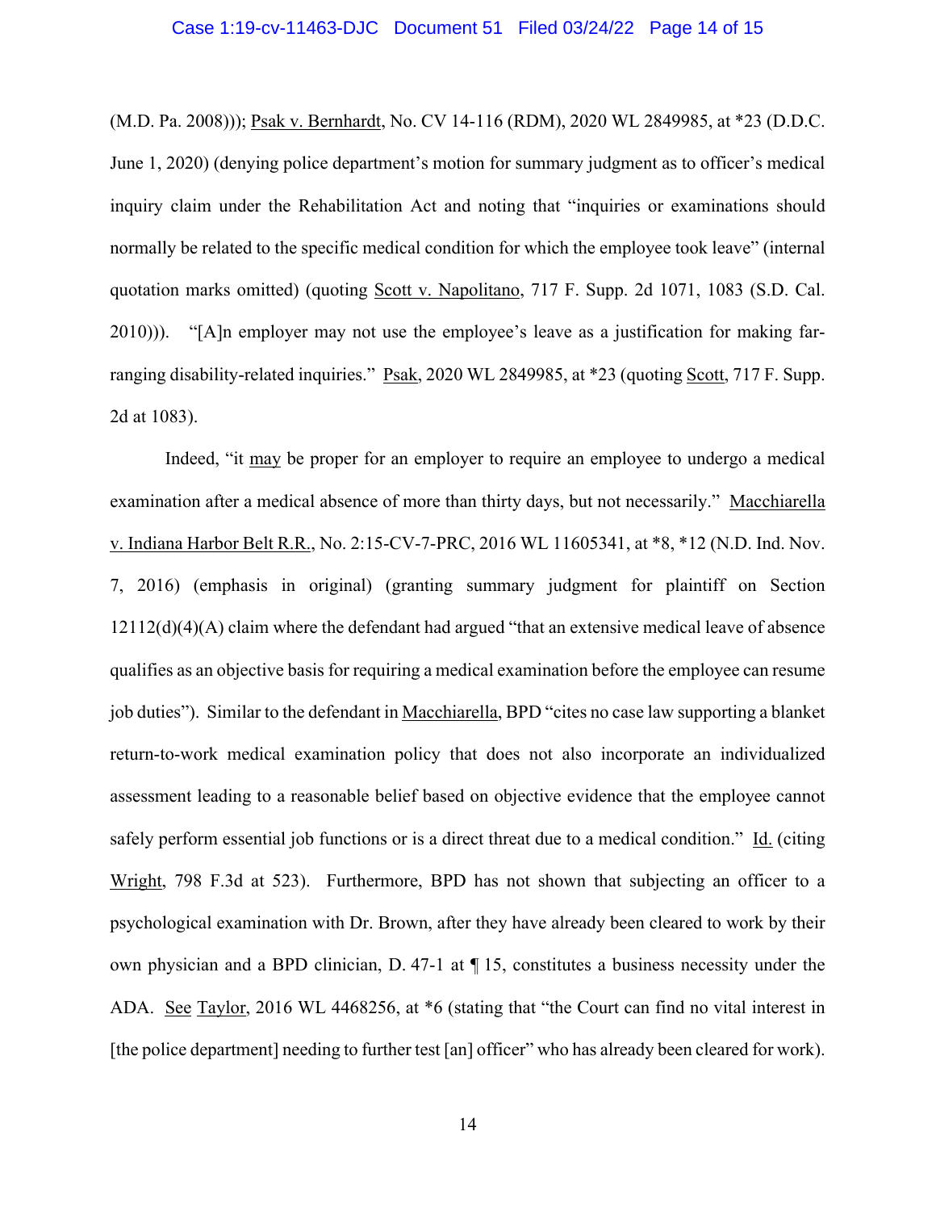(M.D. Pa. 2008))); Psak v. Bernhardt, No. CV 14-116 (RDM), 2020 WL 2849985, at *23 (D.D.C. June 1, 2020) (denying police department's motion for summary judgment as to officer's medical inquiry claim under the Rehabilitation Act and noting that "inquiries or examinations should normally be related to the specific medical condition for which the employee took leave" (internal quotation marks omitted) (quoting Scott v. Napolitano, 717 F. Supp. 2d 1071, 1083 (S.D. Cal. 2010))). "[A]n employer may not use the employee's leave as a justification for making far-ranging disability-related inquiries." Psak, 2020 WL 2849985, at *23 (quoting Scott, 717 F. Supp. 2d at 1083).

Indeed, "it *may* be proper for an employer to require an employee to undergo a medical examination after a medical absence of more than thirty days, but not necessarily." Macchiarella v. Indiana Harbor Belt R.R., No. 2:15-CV-7-PRC, 2016 WL 11605341, at *8, *12 (N.D. Ind. Nov. 7, 2016) (emphasis in original) (granting summary judgment for plaintiff on Section 12112(d)(4)(A) claim where the defendant had argued "that an extensive medical leave of absence qualifies as an objective basis for requiring a medical examination before the employee can resume job duties"). Similar to the defendant in Macchiarella, BPD "cites no case law supporting a blanket return-to-work medical examination policy that does not also incorporate an individualized assessment leading to a reasonable belief based on objective evidence that the employee cannot safely perform essential job functions or is a direct threat due to a medical condition." Id. (citing Wright, 798 F.3d at 523). Furthermore, BPD has not shown that subjecting an officer to a psychological examination with Dr. Brown, after they have already been cleared to work by their own physician and a BPD clinician, D. 47-1 at ¶ 15, constitutes a business necessity under the ADA. See Taylor, 2016 WL 4468256, at *6 (stating that "the Court can find no vital interest in [the police department] needing to further test [an] officer" who has already been cleared for work).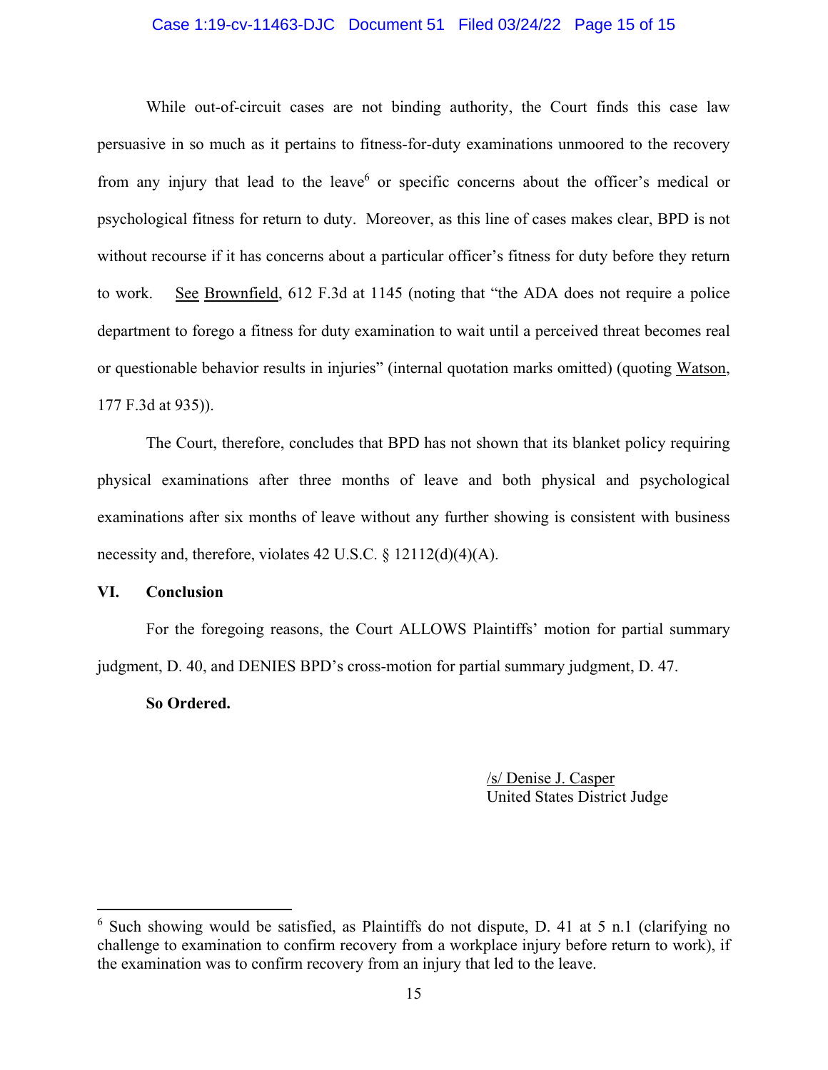While out-of-circuit cases are not binding authority, the Court finds this case law persuasive in so much as it pertains to fitness-for-duty examinations unmoored to the recovery from any injury that lead to the leave[6] or specific concerns about the officer's medical or psychological fitness for return to duty. Moreover, as this line of cases makes clear, BPD is not without recourse if it has concerns about a particular officer's fitness for duty before they return to work. See Brownfield, 612 F.3d at 1145 (noting that "the ADA does not require a police department to forego a fitness for duty examination to wait until a perceived threat becomes real or questionable behavior results in injuries" (internal quotation marks omitted) (quoting Watson, 177 F.3d at 935)).

The Court, therefore, concludes that BPD has not shown that its blanket policy requiring physical examinations after three months of leave and both physical and psychological examinations after six months of leave without any further showing is consistent with business necessity and, therefore, violates 42 U.S.C. § 12112(d)(4)(A).

## VI. Conclusion

For the foregoing reasons, the Court ALLOWS Plaintiffs' motion for partial summary judgment, D. 40, and DENIES BPD's cross-motion for partial summary judgment, D. 47.

**So Ordered.**

/s/ Denise J. Casper
United States District Judge

---

[6] Such showing would be satisfied, as Plaintiffs do not dispute, D. 41 at 5 n.1 (clarifying no challenge to examination to confirm recovery from a workplace injury before return to work), if the examination was to confirm recovery from an injury that led to the leave.